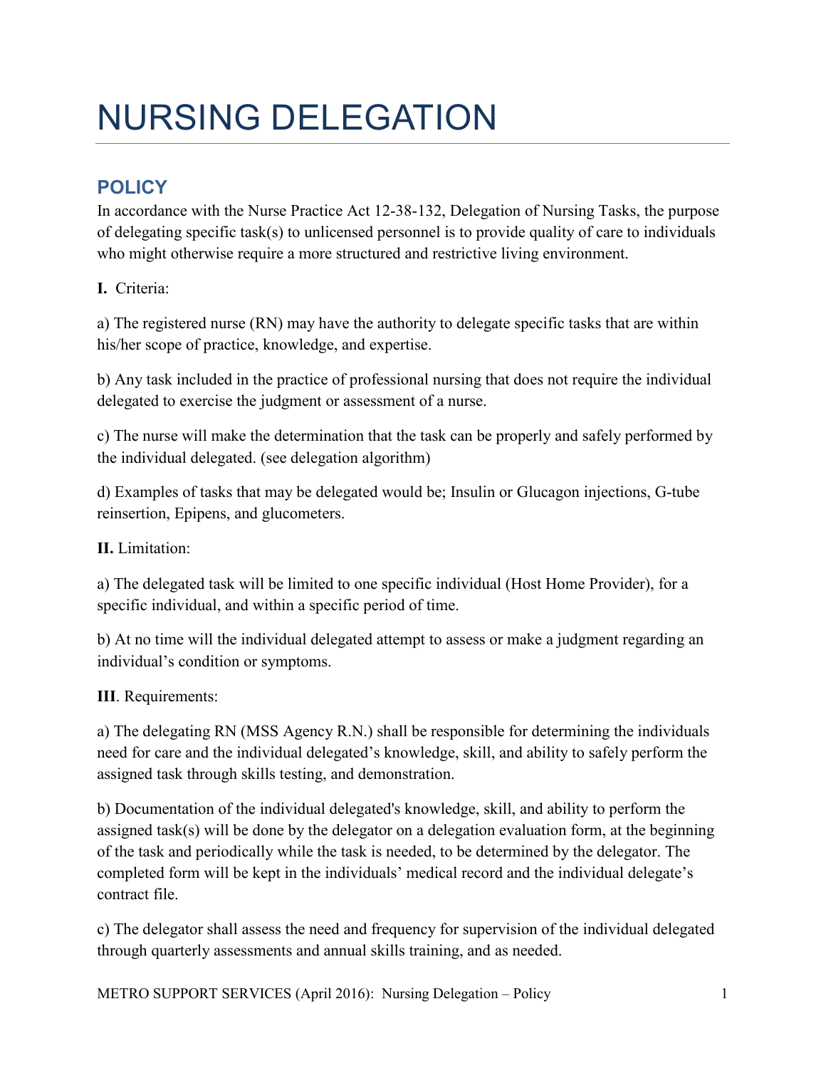# NURSING DELEGATION

## POLICY

In accordance with the Nurse Practice Act 12-38-132, Delegation of Nursing Tasks, the purpose of delegating specific task(s) to unlicensed personnel is to provide quality of care to individuals who might otherwise require a more structured and restrictive living environment.

**I.** Criteria:

a) The registered nurse (RN) may have the authority to delegate specific tasks that are within his/her scope of practice, knowledge, and expertise.

b) Any task included in the practice of professional nursing that does not require the individual delegated to exercise the judgment or assessment of a nurse.

c) The nurse will make the determination that the task can be properly and safely performed by the individual delegated. (see delegation algorithm)

d) Examples of tasks that may be delegated would be; Insulin or Glucagon injections, G-tube reinsertion, Epipens, and glucometers.

**II.** Limitation:

a) The delegated task will be limited to one specific individual (Host Home Provider), for a specific individual, and within a specific period of time.

b) At no time will the individual delegated attempt to assess or make a judgment regarding an individual's condition or symptoms.

**III**. Requirements:

a) The delegating RN (MSS Agency R.N.) shall be responsible for determining the individuals need for care and the individual delegated's knowledge, skill, and ability to safely perform the assigned task through skills testing, and demonstration.

b) Documentation of the individual delegated's knowledge, skill, and ability to perform the assigned task(s) will be done by the delegator on a delegation evaluation form, at the beginning of the task and periodically while the task is needed, to be determined by the delegator. The completed form will be kept in the individuals' medical record and the individual delegate's contract file.

c) The delegator shall assess the need and frequency for supervision of the individual delegated through quarterly assessments and annual skills training, and as needed.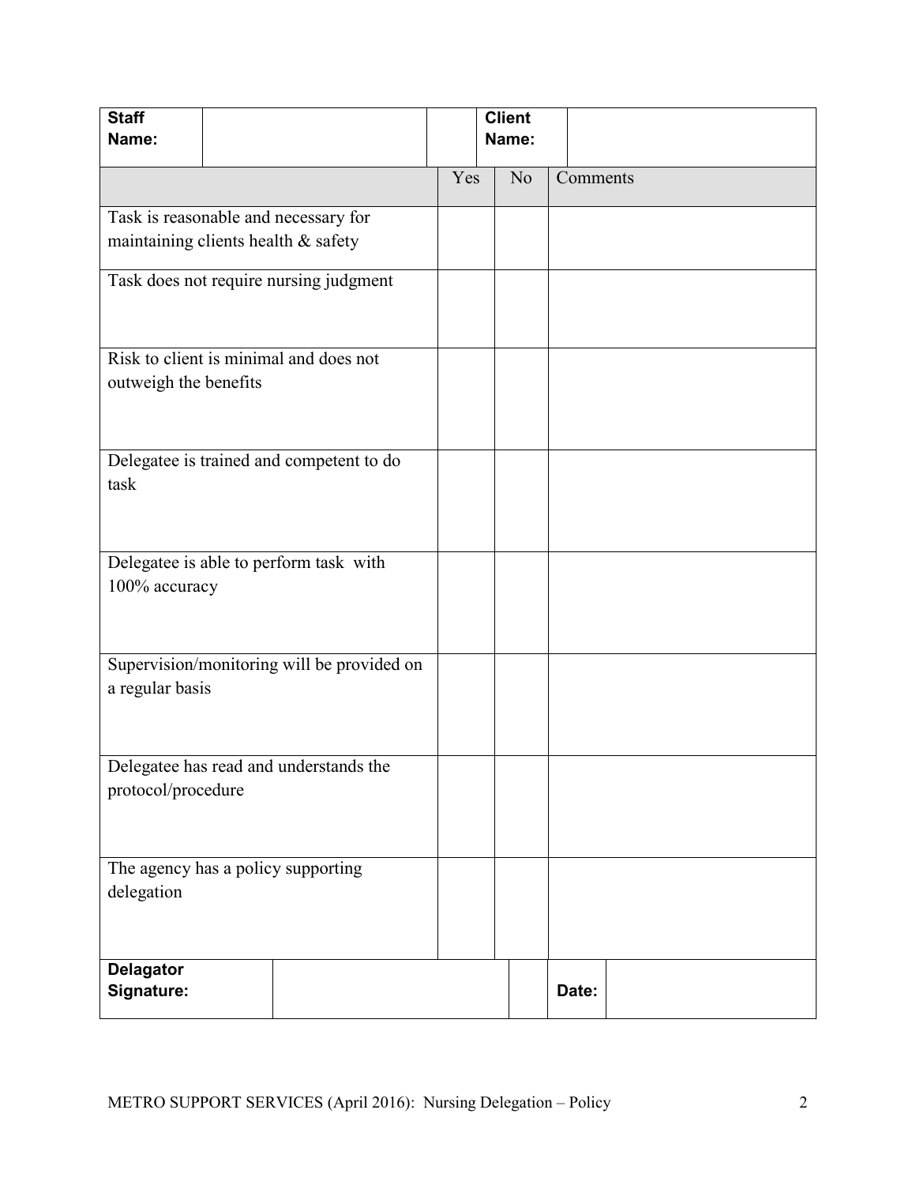| Staff Name: | | | Client Name: | |
|---|---|---|---|---|

| | Yes | No | Comments |
|---|---|---|---|
| Task is reasonable and necessary for maintaining clients health & safety | | | |
| Task does not require nursing judgment | | | |
| Risk to client is minimal and does not outweigh the benefits | | | |
| Delegatee is trained and competent to do task | | | |
| Delegatee is able to perform task with 100% accuracy | | | |
| Supervision/monitoring will be provided on a regular basis | | | |
| Delegatee has read and understands the protocol/procedure | | | |
| The agency has a policy supporting delegation | | | |

| Delagator Signature: | | | Date: | |
|---|---|---|---|---|